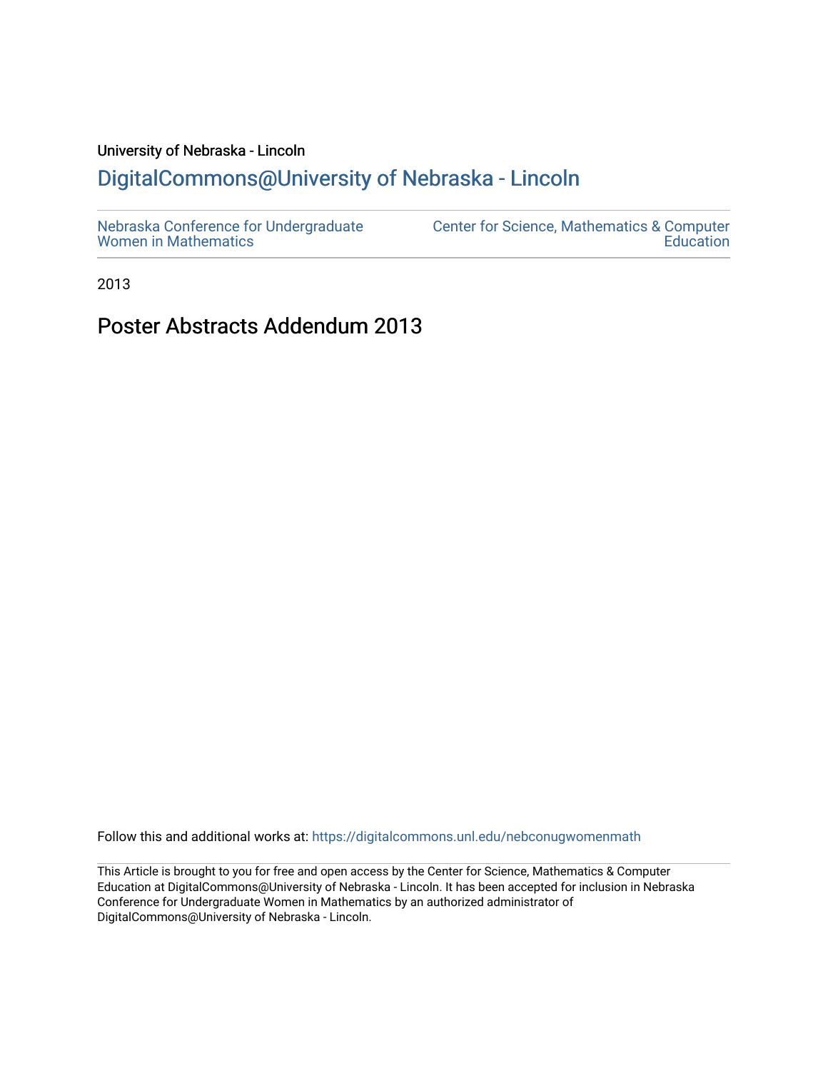University of Nebraska - Lincoln

## DigitalCommons@University of Nebraska - Lincoln

Nebraska Conference for Undergraduate Women in Mathematics

Center for Science, Mathematics & Computer Education

2013

# Poster Abstracts Addendum 2013

Follow this and additional works at: https://digitalcommons.unl.edu/nebconugwomenmath

This Article is brought to you for free and open access by the Center for Science, Mathematics & Computer Education at DigitalCommons@University of Nebraska - Lincoln. It has been accepted for inclusion in Nebraska Conference for Undergraduate Women in Mathematics by an authorized administrator of DigitalCommons@University of Nebraska - Lincoln.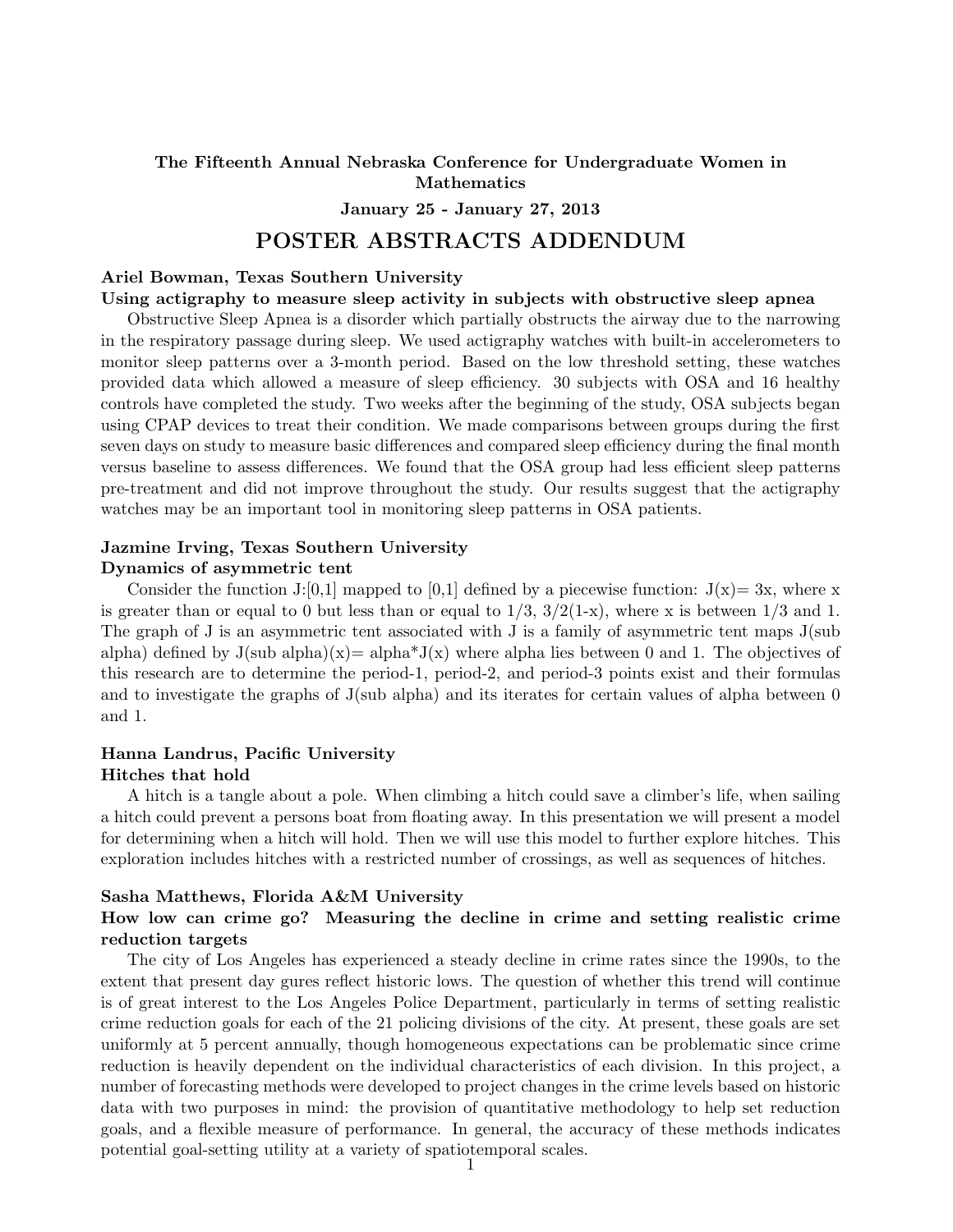**The Fifteenth Annual Nebraska Conference for Undergraduate Women in Mathematics**

**January 25 - January 27, 2013**

# POSTER ABSTRACTS ADDENDUM

**Ariel Bowman, Texas Southern University**

**Using actigraphy to measure sleep activity in subjects with obstructive sleep apnea**

Obstructive Sleep Apnea is a disorder which partially obstructs the airway due to the narrowing in the respiratory passage during sleep. We used actigraphy watches with built-in accelerometers to monitor sleep patterns over a 3-month period. Based on the low threshold setting, these watches provided data which allowed a measure of sleep efficiency. 30 subjects with OSA and 16 healthy controls have completed the study. Two weeks after the beginning of the study, OSA subjects began using CPAP devices to treat their condition. We made comparisons between groups during the first seven days on study to measure basic differences and compared sleep efficiency during the final month versus baseline to assess differences. We found that the OSA group had less efficient sleep patterns pre-treatment and did not improve throughout the study. Our results suggest that the actigraphy watches may be an important tool in monitoring sleep patterns in OSA patients.

**Jazmine Irving, Texas Southern University**

**Dynamics of asymmetric tent**

Consider the function J:[0,1] mapped to [0,1] defined by a piecewise function: J(x)= 3x, where x is greater than or equal to 0 but less than or equal to 1/3, 3/2(1-x), where x is between 1/3 and 1. The graph of J is an asymmetric tent associated with J is a family of asymmetric tent maps J(sub alpha) defined by J(sub alpha)(x)= alpha*J(x) where alpha lies between 0 and 1. The objectives of this research are to determine the period-1, period-2, and period-3 points exist and their formulas and to investigate the graphs of J(sub alpha) and its iterates for certain values of alpha between 0 and 1.

**Hanna Landrus, Pacific University**

**Hitches that hold**

A hitch is a tangle about a pole. When climbing a hitch could save a climber's life, when sailing a hitch could prevent a persons boat from floating away. In this presentation we will present a model for determining when a hitch will hold. Then we will use this model to further explore hitches. This exploration includes hitches with a restricted number of crossings, as well as sequences of hitches.

**Sasha Matthews, Florida A&M University**

**How low can crime go? Measuring the decline in crime and setting realistic crime reduction targets**

The city of Los Angeles has experienced a steady decline in crime rates since the 1990s, to the extent that present day gures reflect historic lows. The question of whether this trend will continue is of great interest to the Los Angeles Police Department, particularly in terms of setting realistic crime reduction goals for each of the 21 policing divisions of the city. At present, these goals are set uniformly at 5 percent annually, though homogeneous expectations can be problematic since crime reduction is heavily dependent on the individual characteristics of each division. In this project, a number of forecasting methods were developed to project changes in the crime levels based on historic data with two purposes in mind: the provision of quantitative methodology to help set reduction goals, and a flexible measure of performance. In general, the accuracy of these methods indicates potential goal-setting utility at a variety of spatiotemporal scales.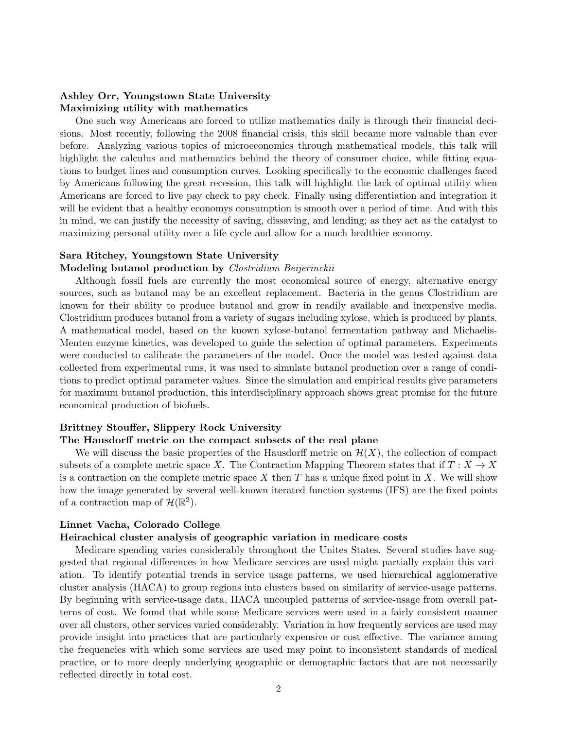**Ashley Orr, Youngstown State University**
**Maximizing utility with mathematics**

One such way Americans are forced to utilize mathematics daily is through their financial decisions. Most recently, following the 2008 financial crisis, this skill became more valuable than ever before. Analyzing various topics of microeconomics through mathematical models, this talk will highlight the calculus and mathematics behind the theory of consumer choice, while fitting equations to budget lines and consumption curves. Looking specifically to the economic challenges faced by Americans following the great recession, this talk will highlight the lack of optimal utility when Americans are forced to live pay check to pay check. Finally using differentiation and integration it will be evident that a healthy economys consumption is smooth over a period of time. And with this in mind, we can justify the necessity of saving, dissaving, and lending; as they act as the catalyst to maximizing personal utility over a life cycle and allow for a much healthier economy.

**Sara Ritchey, Youngstown State University**
**Modeling butanol production by** ***Clostridium Beijerinckii***

Although fossil fuels are currently the most economical source of energy, alternative energy sources, such as butanol may be an excellent replacement. Bacteria in the genus Clostridium are known for their ability to produce butanol and grow in readily available and inexpensive media. Clostridium produces butanol from a variety of sugars including xylose, which is produced by plants. A mathematical model, based on the known xylose-butanol fermentation pathway and Michaelis-Menten enzyme kinetics, was developed to guide the selection of optimal parameters. Experiments were conducted to calibrate the parameters of the model. Once the model was tested against data collected from experimental runs, it was used to simulate butanol production over a range of conditions to predict optimal parameter values. Since the simulation and empirical results give parameters for maximum butanol production, this interdisciplinary approach shows great promise for the future economical production of biofuels.

**Brittney Stouffer, Slippery Rock University**
**The Hausdorff metric on the compact subsets of the real plane**

We will discuss the basic properties of the Hausdorff metric on $\mathcal{H}(X)$, the collection of compact subsets of a complete metric space $X$. The Contraction Mapping Theorem states that if $T : X \to X$ is a contraction on the complete metric space $X$ then $T$ has a unique fixed point in $X$. We will show how the image generated by several well-known iterated function systems (IFS) are the fixed points of a contraction map of $\mathcal{H}(\mathbb{R}^2)$.

**Linnet Vacha, Colorado College**
**Heirachical cluster analysis of geographic variation in medicare costs**

Medicare spending varies considerably throughout the Unites States. Several studies have suggested that regional differences in how Medicare services are used might partially explain this variation. To identify potential trends in service usage patterns, we used hierarchical agglomerative cluster analysis (HACA) to group regions into clusters based on similarity of service-usage patterns. By beginning with service-usage data, HACA uncoupled patterns of service-usage from overall patterns of cost. We found that while some Medicare services were used in a fairly consistent manner over all clusters, other services varied considerably. Variation in how frequently services are used may provide insight into practices that are particularly expensive or cost effective. The variance among the frequencies with which some services are used may point to inconsistent standards of medical practice, or to more deeply underlying geographic or demographic factors that are not necessarily reflected directly in total cost.